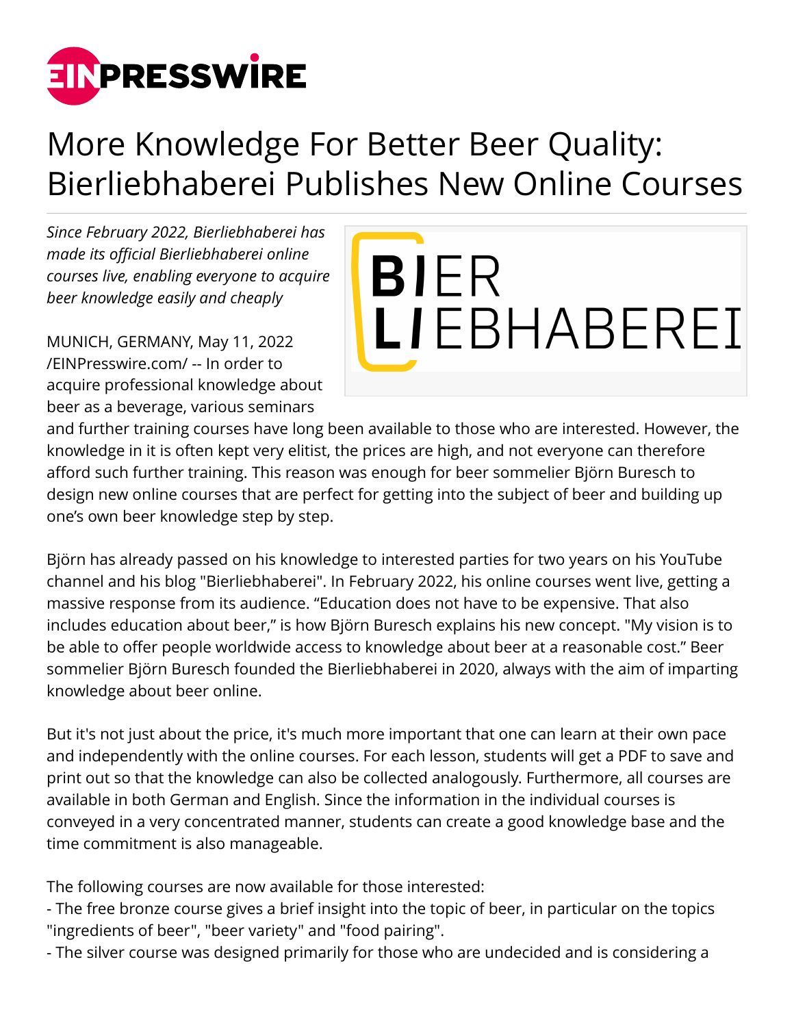# More Knowledge For Better Beer Quality: Bierliebhaberei Publishes New Online Courses

*Since February 2022, Bierliebhaberei has made its official Bierliebhaberei online courses live, enabling everyone to acquire beer knowledge easily and cheaply*

MUNICH, GERMANY, May 11, 2022 /EINPresswire.com/ -- In order to acquire professional knowledge about beer as a beverage, various seminars and further training courses have long been available to those who are interested. However, the knowledge in it is often kept very elitist, the prices are high, and not everyone can therefore afford such further training. This reason was enough for beer sommelier Björn Buresch to design new online courses that are perfect for getting into the subject of beer and building up one's own beer knowledge step by step.

Björn has already passed on his knowledge to interested parties for two years on his YouTube channel and his blog "Bierliebhaberei". In February 2022, his online courses went live, getting a massive response from its audience. "Education does not have to be expensive. That also includes education about beer," is how Björn Buresch explains his new concept. "My vision is to be able to offer people worldwide access to knowledge about beer at a reasonable cost." Beer sommelier Björn Buresch founded the Bierliebhaberei in 2020, always with the aim of imparting knowledge about beer online.

But it's not just about the price, it's much more important that one can learn at their own pace and independently with the online courses. For each lesson, students will get a PDF to save and print out so that the knowledge can also be collected analogously. Furthermore, all courses are available in both German and English. Since the information in the individual courses is conveyed in a very concentrated manner, students can create a good knowledge base and the time commitment is also manageable.

The following courses are now available for those interested:
- The free bronze course gives a brief insight into the topic of beer, in particular on the topics "ingredients of beer", "beer variety" and "food pairing".
- The silver course was designed primarily for those who are undecided and is considering a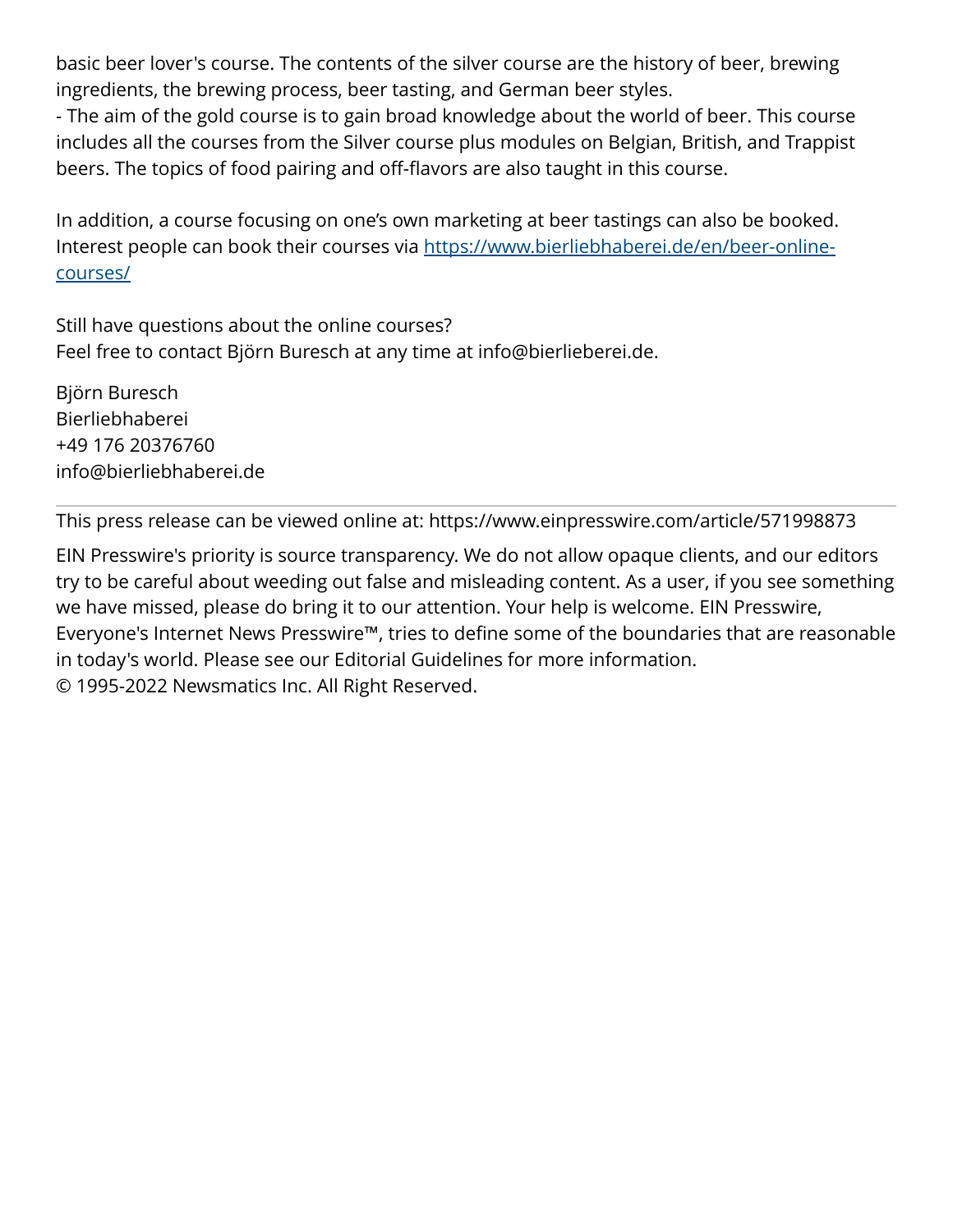basic beer lover's course. The contents of the silver course are the history of beer, brewing ingredients, the brewing process, beer tasting, and German beer styles.
- The aim of the gold course is to gain broad knowledge about the world of beer. This course includes all the courses from the Silver course plus modules on Belgian, British, and Trappist beers. The topics of food pairing and off-flavors are also taught in this course.

In addition, a course focusing on one’s own marketing at beer tastings can also be booked. Interest people can book their courses via [https://www.bierliebhaberei.de/en/beer-online-courses/](https://www.bierliebhaberei.de/en/beer-online-courses/)

Still have questions about the online courses?
Feel free to contact Björn Buresch at any time at info@bierlieberei.de.

Björn Buresch
Bierliebhaberei
+49 176 20376760
info@bierliebhaberei.de

---

This press release can be viewed online at: https://www.einpresswire.com/article/571998873

EIN Presswire's priority is source transparency. We do not allow opaque clients, and our editors try to be careful about weeding out false and misleading content. As a user, if you see something we have missed, please do bring it to our attention. Your help is welcome. EIN Presswire, Everyone's Internet News Presswire™, tries to define some of the boundaries that are reasonable in today's world. Please see our Editorial Guidelines for more information.
© 1995-2022 Newsmatics Inc. All Right Reserved.